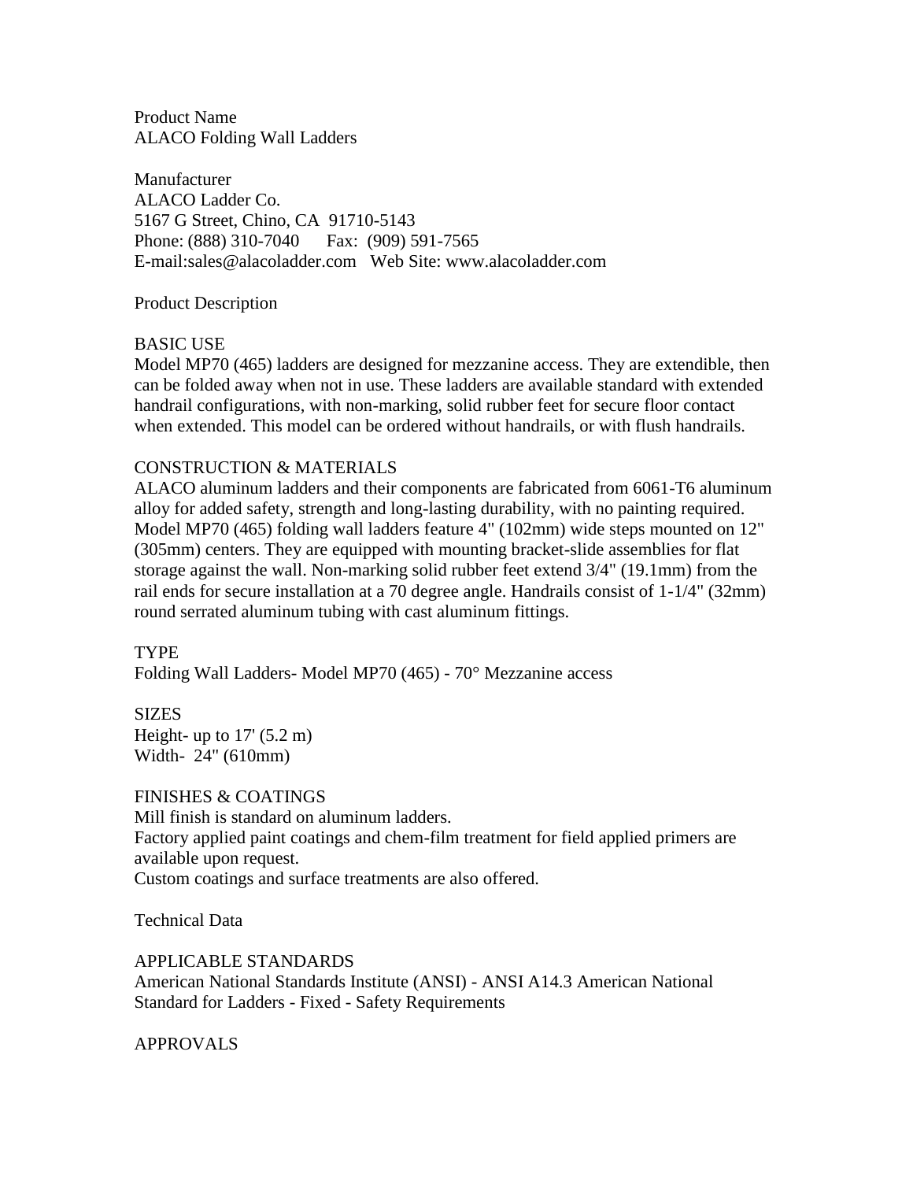Product Name
ALACO Folding Wall Ladders

Manufacturer
ALACO Ladder Co.
5167 G Street, Chino, CA 91710-5143
Phone: (888) 310-7040 Fax: (909) 591-7565
E-mail:sales@alacoladder.com Web Site: www.alacoladder.com

## Product Description

### BASIC USE

Model MP70 (465) ladders are designed for mezzanine access. They are extendible, then can be folded away when not in use. These ladders are available standard with extended handrail configurations, with non-marking, solid rubber feet for secure floor contact when extended. This model can be ordered without handrails, or with flush handrails.

### CONSTRUCTION & MATERIALS

ALACO aluminum ladders and their components are fabricated from 6061-T6 aluminum alloy for added safety, strength and long-lasting durability, with no painting required. Model MP70 (465) folding wall ladders feature 4" (102mm) wide steps mounted on 12" (305mm) centers. They are equipped with mounting bracket-slide assemblies for flat storage against the wall. Non-marking solid rubber feet extend 3/4" (19.1mm) from the rail ends for secure installation at a 70 degree angle. Handrails consist of 1-1/4" (32mm) round serrated aluminum tubing with cast aluminum fittings.

### TYPE

Folding Wall Ladders- Model MP70 (465) - 70° Mezzanine access

### SIZES

Height- up to 17' (5.2 m)
Width- 24" (610mm)

### FINISHES & COATINGS

Mill finish is standard on aluminum ladders.
Factory applied paint coatings and chem-film treatment for field applied primers are available upon request.
Custom coatings and surface treatments are also offered.

## Technical Data

### APPLICABLE STANDARDS

American National Standards Institute (ANSI) - ANSI A14.3 American National Standard for Ladders - Fixed - Safety Requirements

### APPROVALS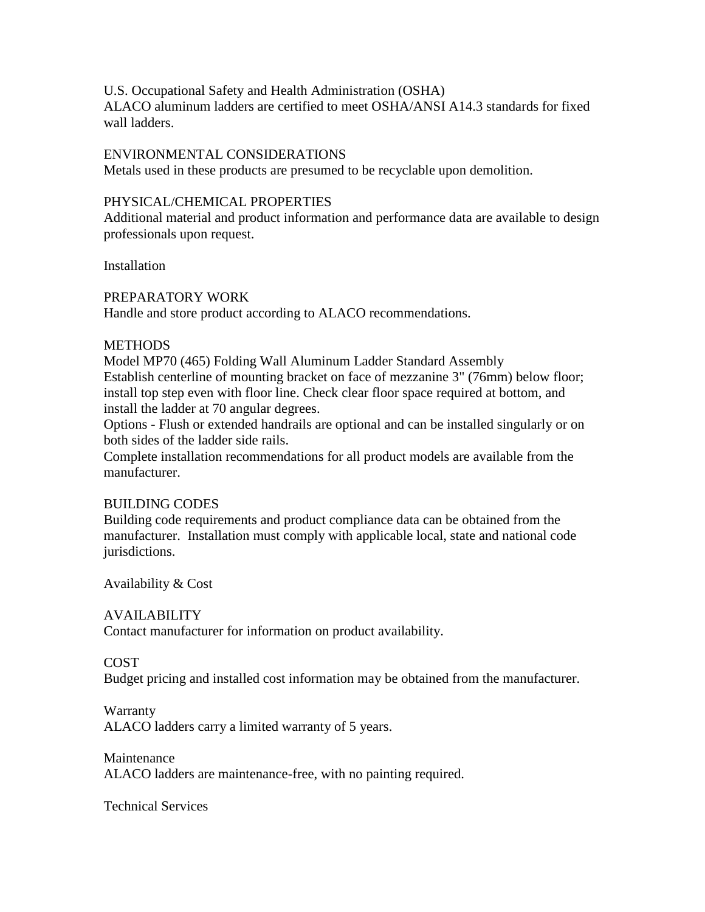U.S. Occupational Safety and Health Administration (OSHA)
ALACO aluminum ladders are certified to meet OSHA/ANSI A14.3 standards for fixed wall ladders.

ENVIRONMENTAL CONSIDERATIONS
Metals used in these products are presumed to be recyclable upon demolition.

PHYSICAL/CHEMICAL PROPERTIES
Additional material and product information and performance data are available to design professionals upon request.

## Installation

PREPARATORY WORK
Handle and store product according to ALACO recommendations.

METHODS
Model MP70 (465) Folding Wall Aluminum Ladder Standard Assembly
Establish centerline of mounting bracket on face of mezzanine 3" (76mm) below floor; install top step even with floor line. Check clear floor space required at bottom, and install the ladder at 70 angular degrees.
Options - Flush or extended handrails are optional and can be installed singularly or on both sides of the ladder side rails.
Complete installation recommendations for all product models are available from the manufacturer.

BUILDING CODES
Building code requirements and product compliance data can be obtained from the manufacturer. Installation must comply with applicable local, state and national code jurisdictions.

## Availability & Cost

AVAILABILITY
Contact manufacturer for information on product availability.

COST
Budget pricing and installed cost information may be obtained from the manufacturer.

## Warranty
ALACO ladders carry a limited warranty of 5 years.

## Maintenance
ALACO ladders are maintenance-free, with no painting required.

## Technical Services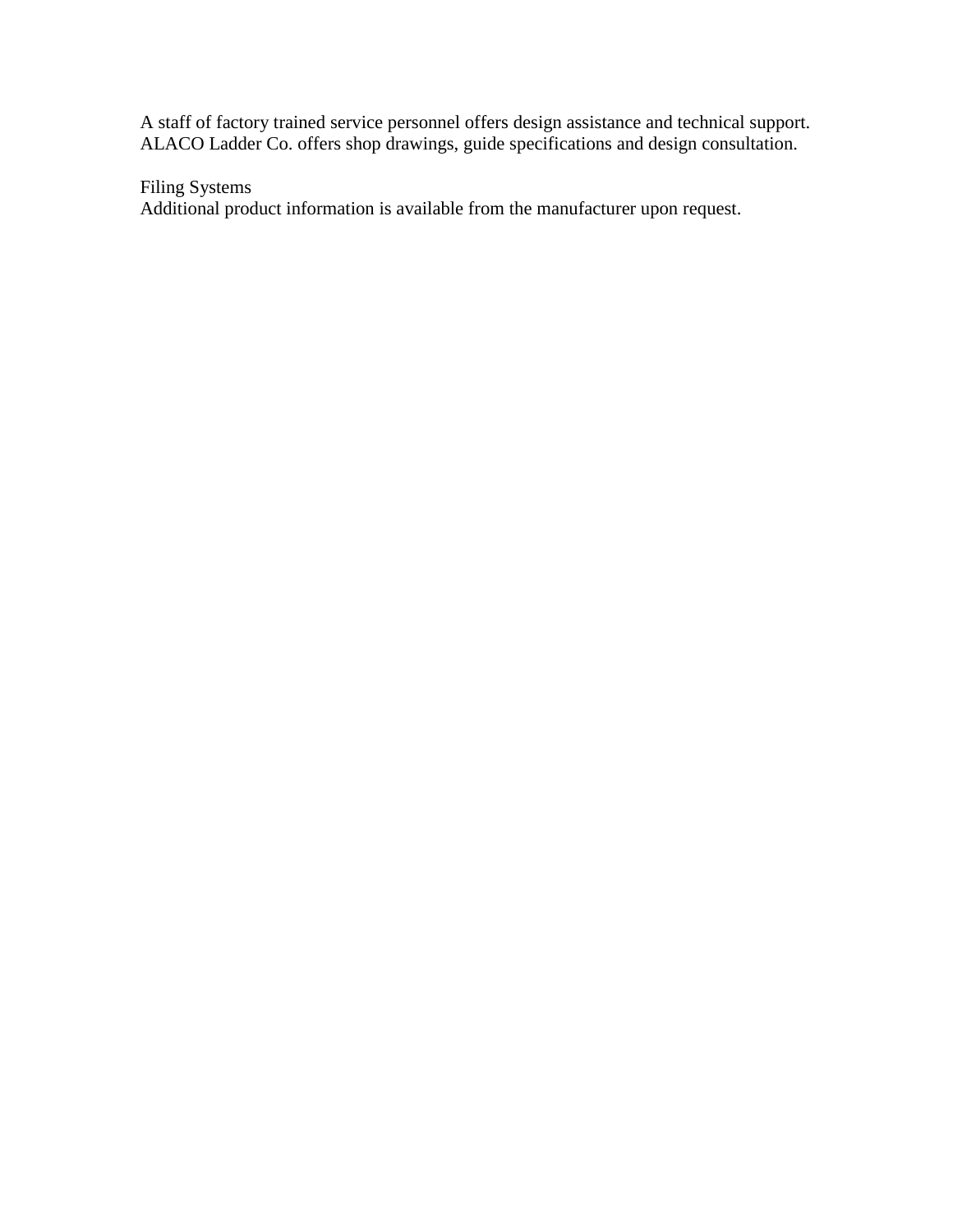A staff of factory trained service personnel offers design assistance and technical support. ALACO Ladder Co. offers shop drawings, guide specifications and design consultation.

Filing Systems
Additional product information is available from the manufacturer upon request.